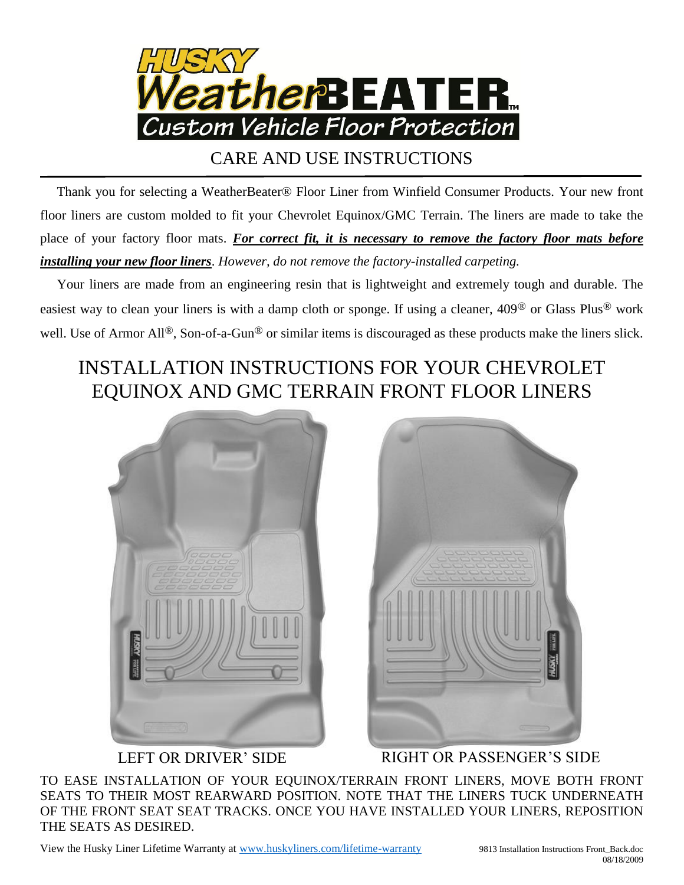# HUSKY WeatherBEATER™ Custom Vehicle Floor Protection

## CARE AND USE INSTRUCTIONS

Thank you for selecting a WeatherBeater® Floor Liner from Winfield Consumer Products. Your new front floor liners are custom molded to fit your Chevrolet Equinox/GMC Terrain. The liners are made to take the place of your factory floor mats. ***For correct fit, it is necessary to remove the factory floor mats before installing your new floor liners****. However, do not remove the factory-installed carpeting.*

Your liners are made from an engineering resin that is lightweight and extremely tough and durable. The easiest way to clean your liners is with a damp cloth or sponge. If using a cleaner, 409® or Glass Plus® work well. Use of Armor All®, Son-of-a-Gun® or similar items is discouraged as these products make the liners slick.

## INSTALLATION INSTRUCTIONS FOR YOUR CHEVROLET EQUINOX AND GMC TERRAIN FRONT FLOOR LINERS

LEFT OR DRIVER' SIDE

RIGHT OR PASSENGER'S SIDE

TO EASE INSTALLATION OF YOUR EQUINOX/TERRAIN FRONT LINERS, MOVE BOTH FRONT SEATS TO THEIR MOST REARWARD POSITION. NOTE THAT THE LINERS TUCK UNDERNEATH OF THE FRONT SEAT SEAT TRACKS. ONCE YOU HAVE INSTALLED YOUR LINERS, REPOSITION THE SEATS AS DESIRED.

View the Husky Liner Lifetime Warranty at www.huskyliners.com/lifetime-warranty

9813 Installation Instructions Front_Back.doc
08/18/2009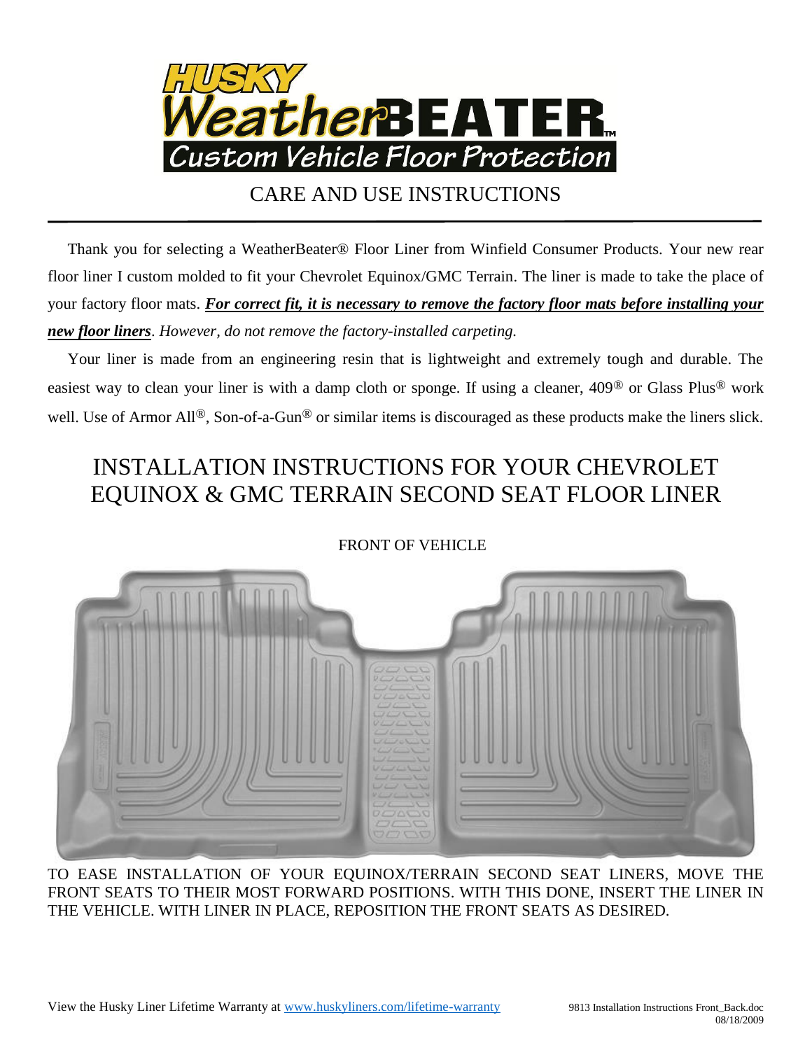# HUSKY WeatherBEATER™

## Custom Vehicle Floor Protection

## CARE AND USE INSTRUCTIONS

Thank you for selecting a WeatherBeater® Floor Liner from Winfield Consumer Products. Your new rear floor liner I custom molded to fit your Chevrolet Equinox/GMC Terrain. The liner is made to take the place of your factory floor mats. ***For correct fit, it is necessary to remove the factory floor mats before installing your new floor liners***. *However, do not remove the factory-installed carpeting.*

Your liner is made from an engineering resin that is lightweight and extremely tough and durable. The easiest way to clean your liner is with a damp cloth or sponge. If using a cleaner, 409® or Glass Plus® work well. Use of Armor All®, Son-of-a-Gun® or similar items is discouraged as these products make the liners slick.

## INSTALLATION INSTRUCTIONS FOR YOUR CHEVROLET EQUINOX & GMC TERRAIN SECOND SEAT FLOOR LINER

FRONT OF VEHICLE

TO EASE INSTALLATION OF YOUR EQUINOX/TERRAIN SECOND SEAT LINERS, MOVE THE FRONT SEATS TO THEIR MOST FORWARD POSITIONS. WITH THIS DONE, INSERT THE LINER IN THE VEHICLE. WITH LINER IN PLACE, REPOSITION THE FRONT SEATS AS DESIRED.

View the Husky Liner Lifetime Warranty at www.huskyliners.com/lifetime-warranty

9813 Installation Instructions Front_Back.doc
08/18/2009